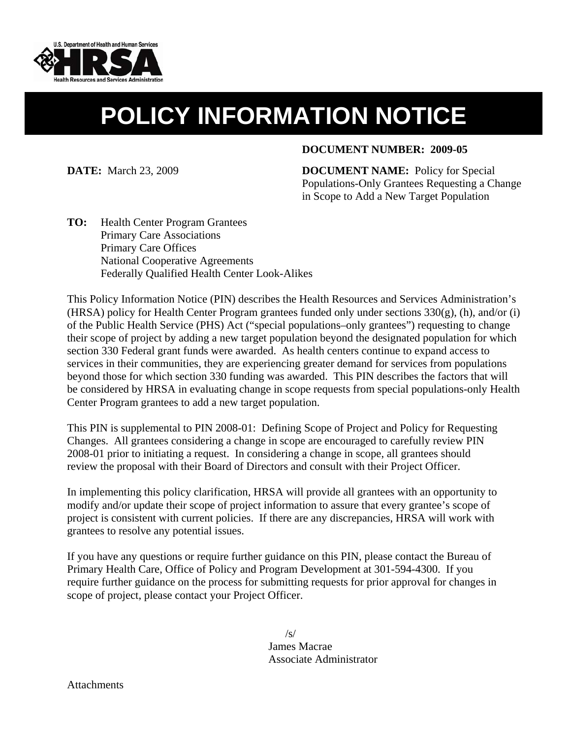# POLICY INFORMATION NOTICE

**DOCUMENT NUMBER: 2009-05**

**DATE:** March 23, 2009

**DOCUMENT NAME:** Policy for Special Populations-Only Grantees Requesting a Change in Scope to Add a New Target Population

**TO:** Health Center Program Grantees
Primary Care Associations
Primary Care Offices
National Cooperative Agreements
Federally Qualified Health Center Look-Alikes

This Policy Information Notice (PIN) describes the Health Resources and Services Administration's (HRSA) policy for Health Center Program grantees funded only under sections 330(g), (h), and/or (i) of the Public Health Service (PHS) Act ("special populations–only grantees") requesting to change their scope of project by adding a new target population beyond the designated population for which section 330 Federal grant funds were awarded. As health centers continue to expand access to services in their communities, they are experiencing greater demand for services from populations beyond those for which section 330 funding was awarded. This PIN describes the factors that will be considered by HRSA in evaluating change in scope requests from special populations-only Health Center Program grantees to add a new target population.

This PIN is supplemental to PIN 2008-01: Defining Scope of Project and Policy for Requesting Changes. All grantees considering a change in scope are encouraged to carefully review PIN 2008-01 prior to initiating a request. In considering a change in scope, all grantees should review the proposal with their Board of Directors and consult with their Project Officer.

In implementing this policy clarification, HRSA will provide all grantees with an opportunity to modify and/or update their scope of project information to assure that every grantee's scope of project is consistent with current policies. If there are any discrepancies, HRSA will work with grantees to resolve any potential issues.

If you have any questions or require further guidance on this PIN, please contact the Bureau of Primary Health Care, Office of Policy and Program Development at 301-594-4300. If you require further guidance on the process for submitting requests for prior approval for changes in scope of project, please contact your Project Officer.

/s/
James Macrae
Associate Administrator

Attachments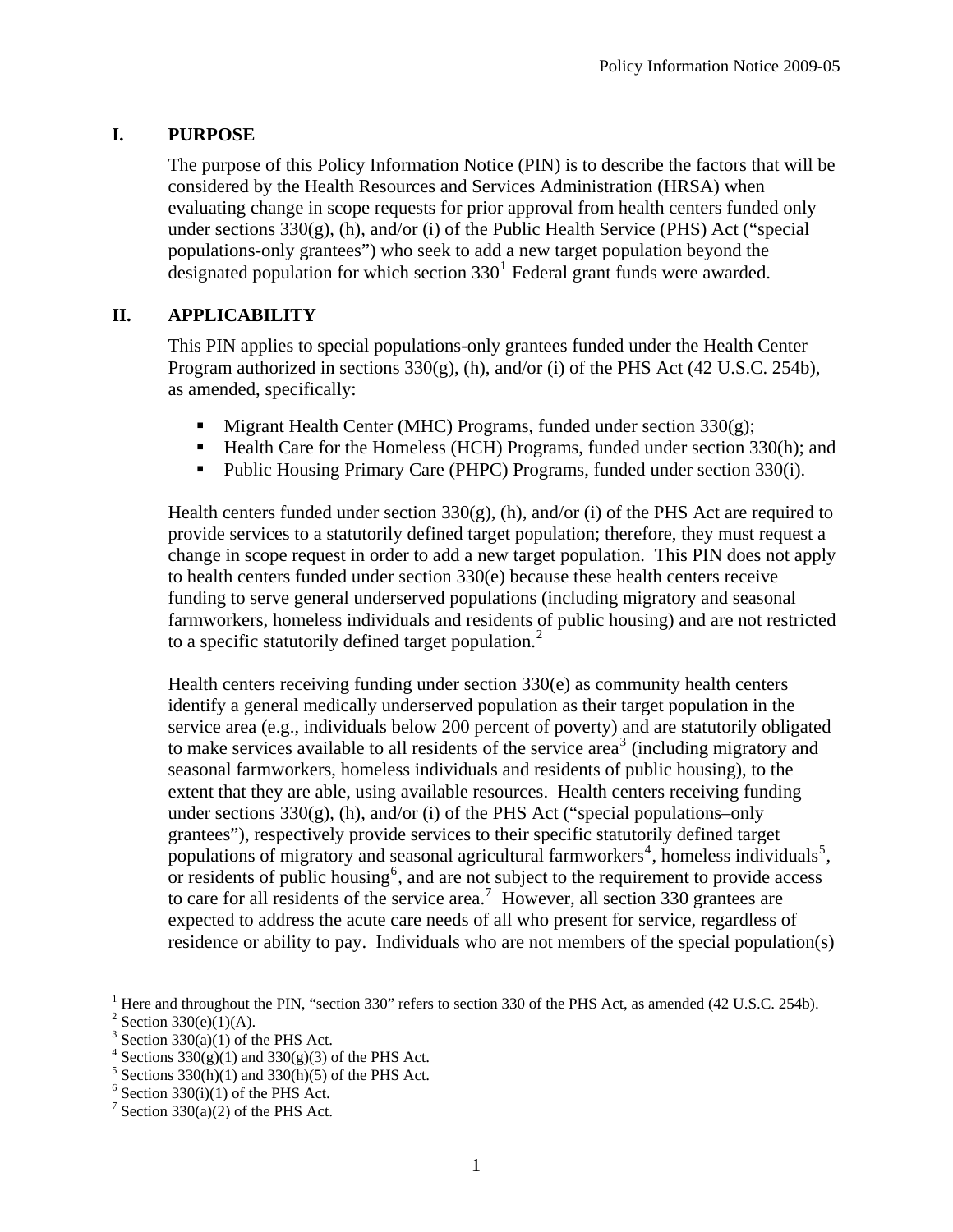## I. PURPOSE

The purpose of this Policy Information Notice (PIN) is to describe the factors that will be considered by the Health Resources and Services Administration (HRSA) when evaluating change in scope requests for prior approval from health centers funded only under sections 330(g), (h), and/or (i) of the Public Health Service (PHS) Act ("special populations-only grantees") who seek to add a new target population beyond the designated population for which section 330[1] Federal grant funds were awarded.

## II. APPLICABILITY

This PIN applies to special populations-only grantees funded under the Health Center Program authorized in sections 330(g), (h), and/or (i) of the PHS Act (42 U.S.C. 254b), as amended, specifically:

- Migrant Health Center (MHC) Programs, funded under section 330(g);
- Health Care for the Homeless (HCH) Programs, funded under section 330(h); and
- Public Housing Primary Care (PHPC) Programs, funded under section 330(i).

Health centers funded under section 330(g), (h), and/or (i) of the PHS Act are required to provide services to a statutorily defined target population; therefore, they must request a change in scope request in order to add a new target population. This PIN does not apply to health centers funded under section 330(e) because these health centers receive funding to serve general underserved populations (including migratory and seasonal farmworkers, homeless individuals and residents of public housing) and are not restricted to a specific statutorily defined target population.[2]

Health centers receiving funding under section 330(e) as community health centers identify a general medically underserved population as their target population in the service area (e.g., individuals below 200 percent of poverty) and are statutorily obligated to make services available to all residents of the service area[3] (including migratory and seasonal farmworkers, homeless individuals and residents of public housing), to the extent that they are able, using available resources. Health centers receiving funding under sections 330(g), (h), and/or (i) of the PHS Act ("special populations–only grantees"), respectively provide services to their specific statutorily defined target populations of migratory and seasonal agricultural farmworkers[4], homeless individuals[5], or residents of public housing[6], and are not subject to the requirement to provide access to care for all residents of the service area.[7] However, all section 330 grantees are expected to address the acute care needs of all who present for service, regardless of residence or ability to pay. Individuals who are not members of the special population(s)

---

[1] Here and throughout the PIN, "section 330" refers to section 330 of the PHS Act, as amended (42 U.S.C. 254b).
[2] Section 330(e)(1)(A).
[3] Section 330(a)(1) of the PHS Act.
[4] Sections 330(g)(1) and 330(g)(3) of the PHS Act.
[5] Sections 330(h)(1) and 330(h)(5) of the PHS Act.
[6] Section 330(i)(1) of the PHS Act.
[7] Section 330(a)(2) of the PHS Act.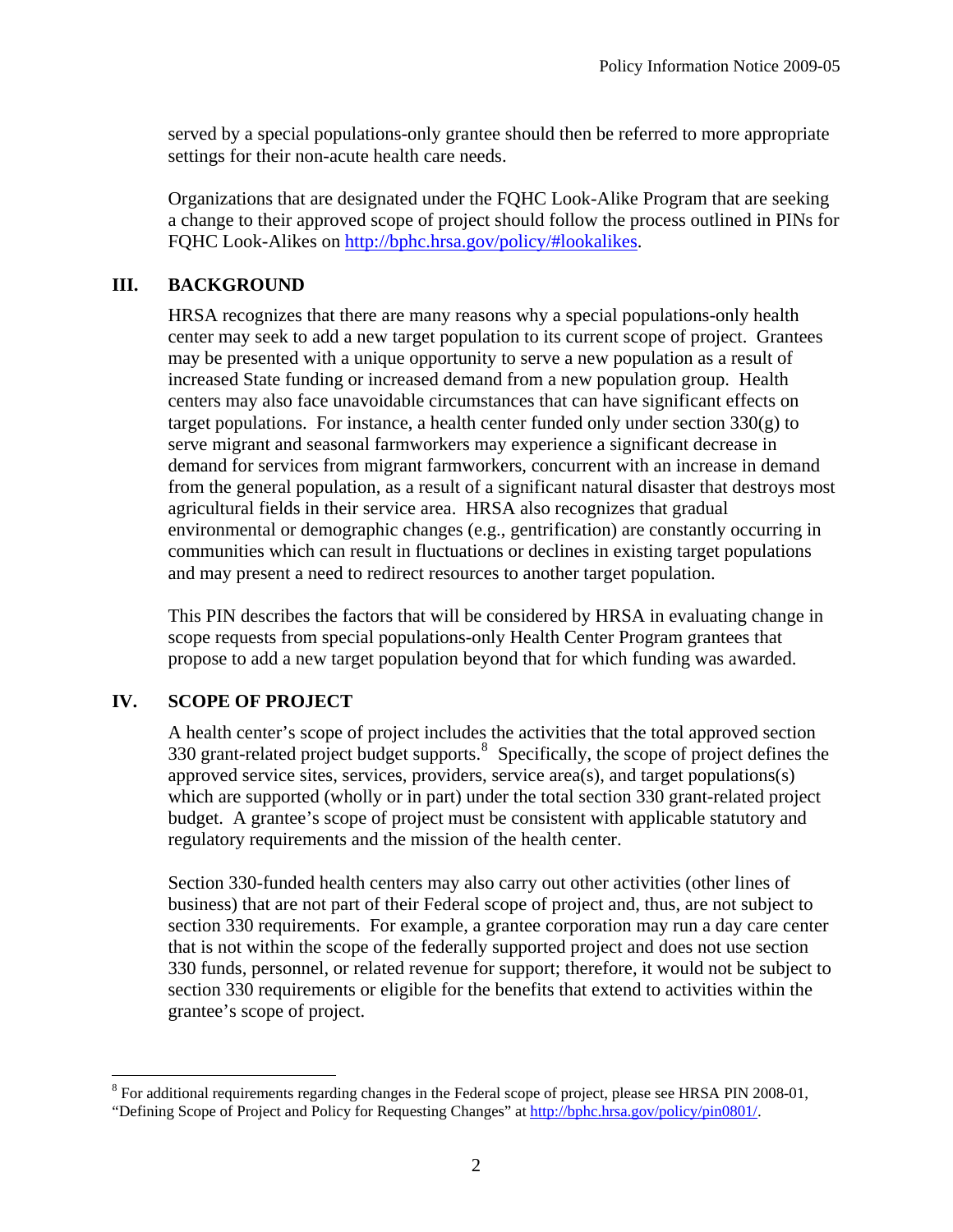served by a special populations-only grantee should then be referred to more appropriate settings for their non-acute health care needs.

Organizations that are designated under the FQHC Look-Alike Program that are seeking a change to their approved scope of project should follow the process outlined in PINs for FQHC Look-Alikes on http://bphc.hrsa.gov/policy/#lookalikes.

## III. BACKGROUND

HRSA recognizes that there are many reasons why a special populations-only health center may seek to add a new target population to its current scope of project. Grantees may be presented with a unique opportunity to serve a new population as a result of increased State funding or increased demand from a new population group. Health centers may also face unavoidable circumstances that can have significant effects on target populations. For instance, a health center funded only under section 330(g) to serve migrant and seasonal farmworkers may experience a significant decrease in demand for services from migrant farmworkers, concurrent with an increase in demand from the general population, as a result of a significant natural disaster that destroys most agricultural fields in their service area. HRSA also recognizes that gradual environmental or demographic changes (e.g., gentrification) are constantly occurring in communities which can result in fluctuations or declines in existing target populations and may present a need to redirect resources to another target population.

This PIN describes the factors that will be considered by HRSA in evaluating change in scope requests from special populations-only Health Center Program grantees that propose to add a new target population beyond that for which funding was awarded.

## IV. SCOPE OF PROJECT

A health center's scope of project includes the activities that the total approved section 330 grant-related project budget supports.[8] Specifically, the scope of project defines the approved service sites, services, providers, service area(s), and target populations(s) which are supported (wholly or in part) under the total section 330 grant-related project budget. A grantee's scope of project must be consistent with applicable statutory and regulatory requirements and the mission of the health center.

Section 330-funded health centers may also carry out other activities (other lines of business) that are not part of their Federal scope of project and, thus, are not subject to section 330 requirements. For example, a grantee corporation may run a day care center that is not within the scope of the federally supported project and does not use section 330 funds, personnel, or related revenue for support; therefore, it would not be subject to section 330 requirements or eligible for the benefits that extend to activities within the grantee's scope of project.

---

[8] For additional requirements regarding changes in the Federal scope of project, please see HRSA PIN 2008-01, "Defining Scope of Project and Policy for Requesting Changes" at http://bphc.hrsa.gov/policy/pin0801/.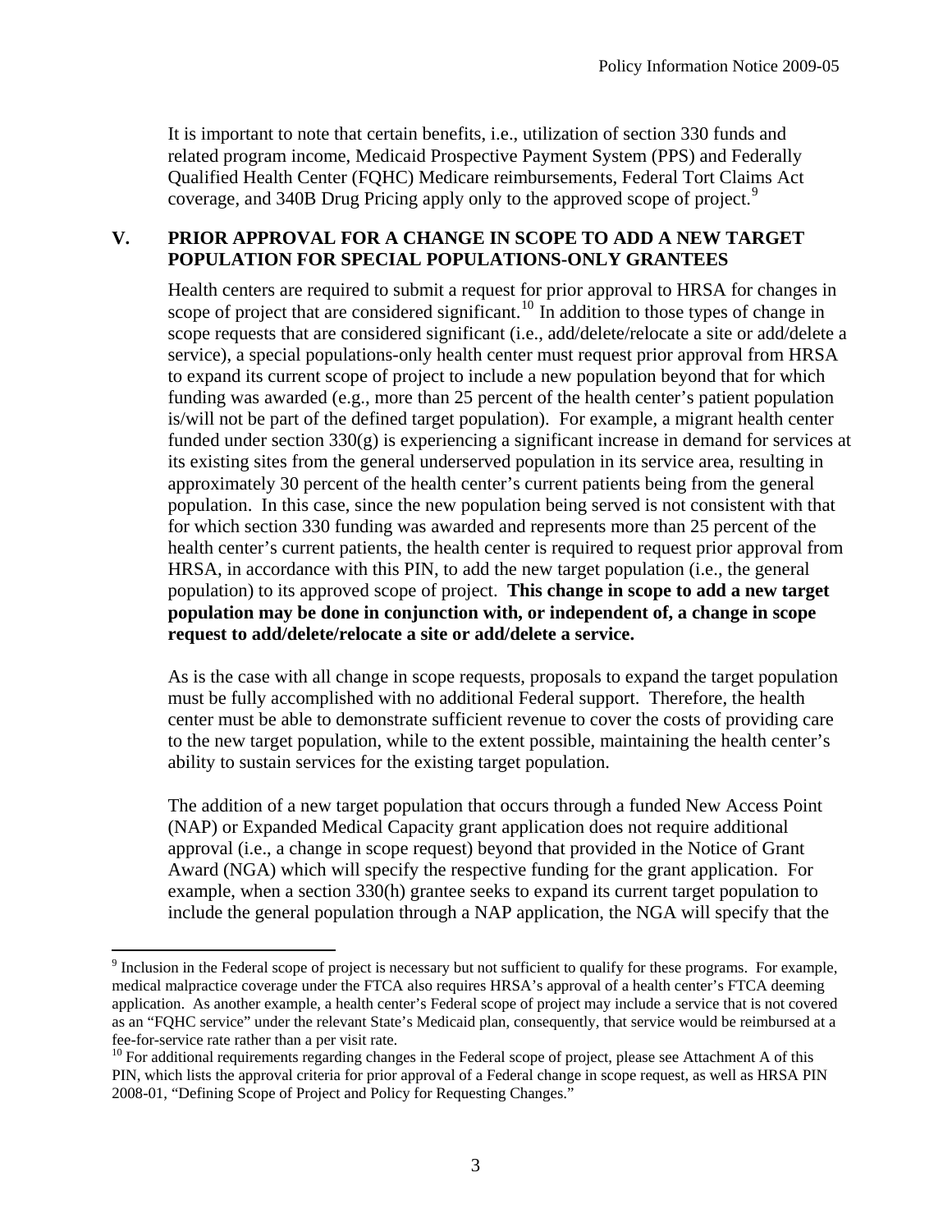It is important to note that certain benefits, i.e., utilization of section 330 funds and related program income, Medicaid Prospective Payment System (PPS) and Federally Qualified Health Center (FQHC) Medicare reimbursements, Federal Tort Claims Act coverage, and 340B Drug Pricing apply only to the approved scope of project.[9]

## V. PRIOR APPROVAL FOR A CHANGE IN SCOPE TO ADD A NEW TARGET POPULATION FOR SPECIAL POPULATIONS-ONLY GRANTEES

Health centers are required to submit a request for prior approval to HRSA for changes in scope of project that are considered significant.[10] In addition to those types of change in scope requests that are considered significant (i.e., add/delete/relocate a site or add/delete a service), a special populations-only health center must request prior approval from HRSA to expand its current scope of project to include a new population beyond that for which funding was awarded (e.g., more than 25 percent of the health center's patient population is/will not be part of the defined target population). For example, a migrant health center funded under section 330(g) is experiencing a significant increase in demand for services at its existing sites from the general underserved population in its service area, resulting in approximately 30 percent of the health center's current patients being from the general population. In this case, since the new population being served is not consistent with that for which section 330 funding was awarded and represents more than 25 percent of the health center's current patients, the health center is required to request prior approval from HRSA, in accordance with this PIN, to add the new target population (i.e., the general population) to its approved scope of project. **This change in scope to add a new target population may be done in conjunction with, or independent of, a change in scope request to add/delete/relocate a site or add/delete a service.**

As is the case with all change in scope requests, proposals to expand the target population must be fully accomplished with no additional Federal support. Therefore, the health center must be able to demonstrate sufficient revenue to cover the costs of providing care to the new target population, while to the extent possible, maintaining the health center's ability to sustain services for the existing target population.

The addition of a new target population that occurs through a funded New Access Point (NAP) or Expanded Medical Capacity grant application does not require additional approval (i.e., a change in scope request) beyond that provided in the Notice of Grant Award (NGA) which will specify the respective funding for the grant application. For example, when a section 330(h) grantee seeks to expand its current target population to include the general population through a NAP application, the NGA will specify that the

---

[9] Inclusion in the Federal scope of project is necessary but not sufficient to qualify for these programs. For example, medical malpractice coverage under the FTCA also requires HRSA's approval of a health center's FTCA deeming application. As another example, a health center's Federal scope of project may include a service that is not covered as an "FQHC service" under the relevant State's Medicaid plan, consequently, that service would be reimbursed at a fee-for-service rate rather than a per visit rate.

[10] For additional requirements regarding changes in the Federal scope of project, please see Attachment A of this PIN, which lists the approval criteria for prior approval of a Federal change in scope request, as well as HRSA PIN 2008-01, "Defining Scope of Project and Policy for Requesting Changes."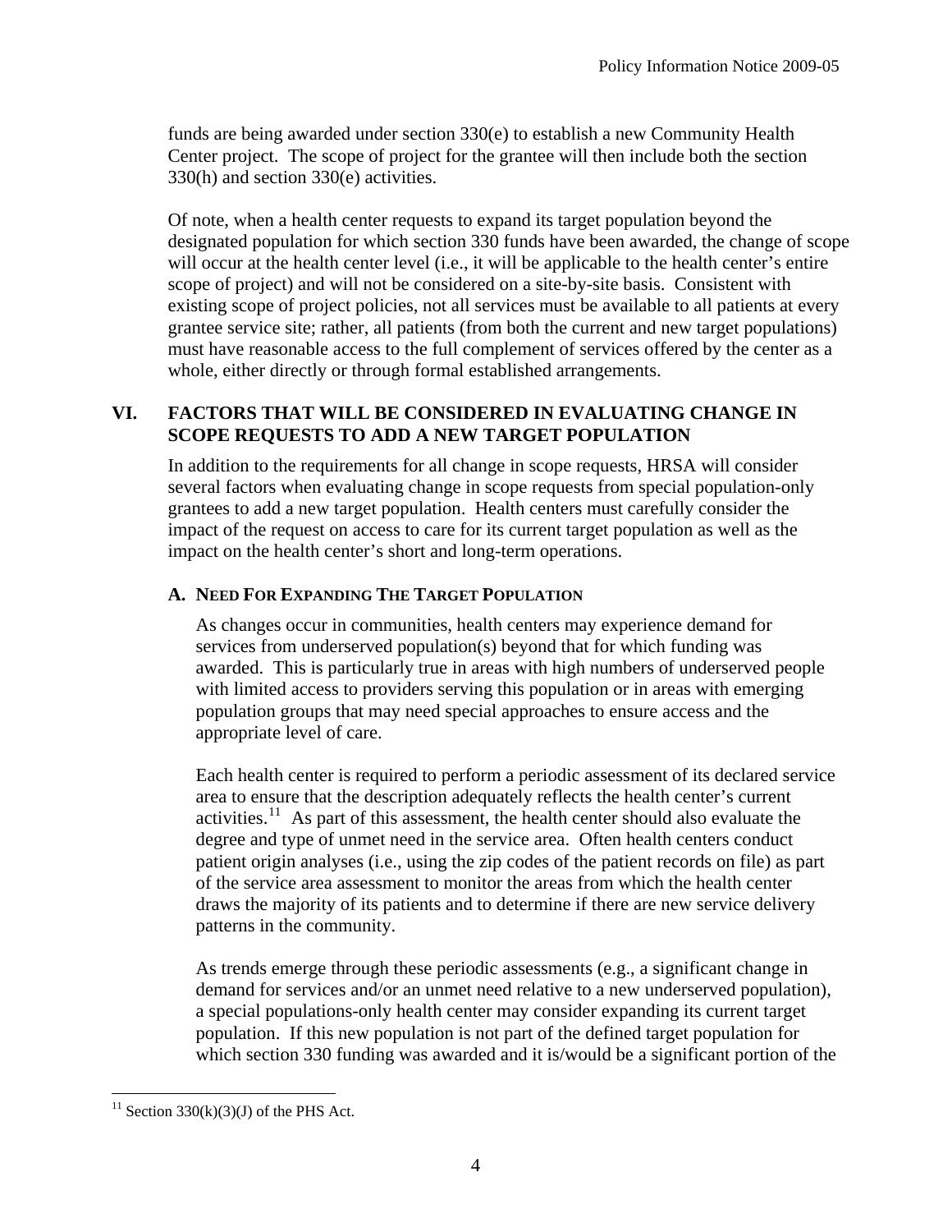funds are being awarded under section 330(e) to establish a new Community Health Center project. The scope of project for the grantee will then include both the section 330(h) and section 330(e) activities.

Of note, when a health center requests to expand its target population beyond the designated population for which section 330 funds have been awarded, the change of scope will occur at the health center level (i.e., it will be applicable to the health center's entire scope of project) and will not be considered on a site-by-site basis. Consistent with existing scope of project policies, not all services must be available to all patients at every grantee service site; rather, all patients (from both the current and new target populations) must have reasonable access to the full complement of services offered by the center as a whole, either directly or through formal established arrangements.

## VI. FACTORS THAT WILL BE CONSIDERED IN EVALUATING CHANGE IN SCOPE REQUESTS TO ADD A NEW TARGET POPULATION

In addition to the requirements for all change in scope requests, HRSA will consider several factors when evaluating change in scope requests from special population-only grantees to add a new target population. Health centers must carefully consider the impact of the request on access to care for its current target population as well as the impact on the health center's short and long-term operations.

### A. Need For Expanding The Target Population

As changes occur in communities, health centers may experience demand for services from underserved population(s) beyond that for which funding was awarded. This is particularly true in areas with high numbers of underserved people with limited access to providers serving this population or in areas with emerging population groups that may need special approaches to ensure access and the appropriate level of care.

Each health center is required to perform a periodic assessment of its declared service area to ensure that the description adequately reflects the health center's current activities.[11] As part of this assessment, the health center should also evaluate the degree and type of unmet need in the service area. Often health centers conduct patient origin analyses (i.e., using the zip codes of the patient records on file) as part of the service area assessment to monitor the areas from which the health center draws the majority of its patients and to determine if there are new service delivery patterns in the community.

As trends emerge through these periodic assessments (e.g., a significant change in demand for services and/or an unmet need relative to a new underserved population), a special populations-only health center may consider expanding its current target population. If this new population is not part of the defined target population for which section 330 funding was awarded and it is/would be a significant portion of the

---

[11] Section 330(k)(3)(J) of the PHS Act.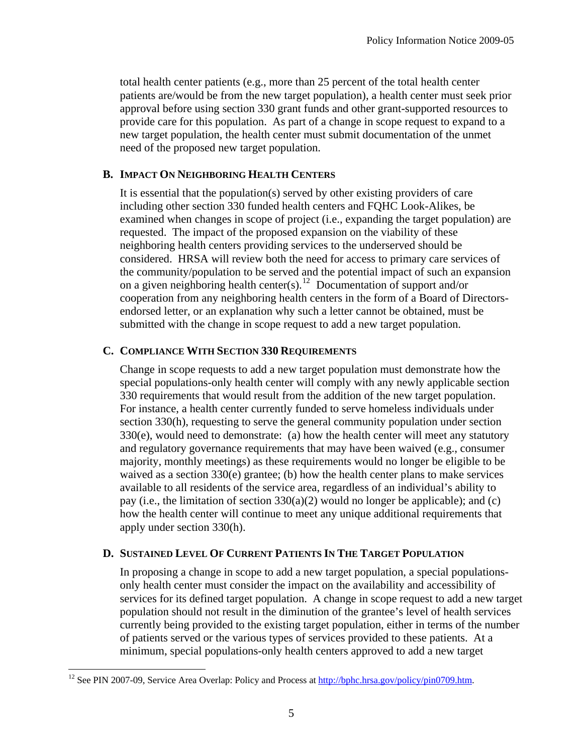total health center patients (e.g., more than 25 percent of the total health center patients are/would be from the new target population), a health center must seek prior approval before using section 330 grant funds and other grant-supported resources to provide care for this population. As part of a change in scope request to expand to a new target population, the health center must submit documentation of the unmet need of the proposed new target population.

### B. Impact On Neighboring Health Centers

It is essential that the population(s) served by other existing providers of care including other section 330 funded health centers and FQHC Look-Alikes, be examined when changes in scope of project (i.e., expanding the target population) are requested. The impact of the proposed expansion on the viability of these neighboring health centers providing services to the underserved should be considered. HRSA will review both the need for access to primary care services of the community/population to be served and the potential impact of such an expansion on a given neighboring health center(s).[12] Documentation of support and/or cooperation from any neighboring health centers in the form of a Board of Directors-endorsed letter, or an explanation why such a letter cannot be obtained, must be submitted with the change in scope request to add a new target population.

### C. Compliance With Section 330 Requirements

Change in scope requests to add a new target population must demonstrate how the special populations-only health center will comply with any newly applicable section 330 requirements that would result from the addition of the new target population. For instance, a health center currently funded to serve homeless individuals under section 330(h), requesting to serve the general community population under section 330(e), would need to demonstrate: (a) how the health center will meet any statutory and regulatory governance requirements that may have been waived (e.g., consumer majority, monthly meetings) as these requirements would no longer be eligible to be waived as a section 330(e) grantee; (b) how the health center plans to make services available to all residents of the service area, regardless of an individual's ability to pay (i.e., the limitation of section 330(a)(2) would no longer be applicable); and (c) how the health center will continue to meet any unique additional requirements that apply under section 330(h).

### D. Sustained Level Of Current Patients In The Target Population

In proposing a change in scope to add a new target population, a special populations-only health center must consider the impact on the availability and accessibility of services for its defined target population. A change in scope request to add a new target population should not result in the diminution of the grantee's level of health services currently being provided to the existing target population, either in terms of the number of patients served or the various types of services provided to these patients. At a minimum, special populations-only health centers approved to add a new target

[12] See PIN 2007-09, Service Area Overlap: Policy and Process at http://bphc.hrsa.gov/policy/pin0709.htm.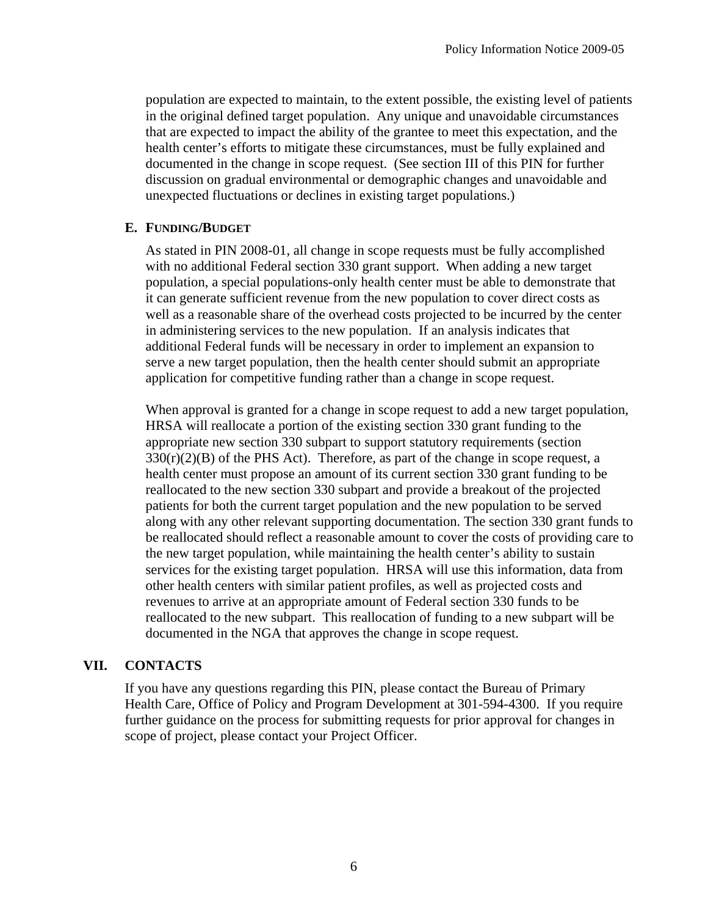population are expected to maintain, to the extent possible, the existing level of patients in the original defined target population. Any unique and unavoidable circumstances that are expected to impact the ability of the grantee to meet this expectation, and the health center's efforts to mitigate these circumstances, must be fully explained and documented in the change in scope request. (See section III of this PIN for further discussion on gradual environmental or demographic changes and unavoidable and unexpected fluctuations or declines in existing target populations.)

### E. FUNDING/BUDGET

As stated in PIN 2008-01, all change in scope requests must be fully accomplished with no additional Federal section 330 grant support. When adding a new target population, a special populations-only health center must be able to demonstrate that it can generate sufficient revenue from the new population to cover direct costs as well as a reasonable share of the overhead costs projected to be incurred by the center in administering services to the new population. If an analysis indicates that additional Federal funds will be necessary in order to implement an expansion to serve a new target population, then the health center should submit an appropriate application for competitive funding rather than a change in scope request.

When approval is granted for a change in scope request to add a new target population, HRSA will reallocate a portion of the existing section 330 grant funding to the appropriate new section 330 subpart to support statutory requirements (section 330(r)(2)(B) of the PHS Act). Therefore, as part of the change in scope request, a health center must propose an amount of its current section 330 grant funding to be reallocated to the new section 330 subpart and provide a breakout of the projected patients for both the current target population and the new population to be served along with any other relevant supporting documentation. The section 330 grant funds to be reallocated should reflect a reasonable amount to cover the costs of providing care to the new target population, while maintaining the health center's ability to sustain services for the existing target population. HRSA will use this information, data from other health centers with similar patient profiles, as well as projected costs and revenues to arrive at an appropriate amount of Federal section 330 funds to be reallocated to the new subpart. This reallocation of funding to a new subpart will be documented in the NGA that approves the change in scope request.

## VII. CONTACTS

If you have any questions regarding this PIN, please contact the Bureau of Primary Health Care, Office of Policy and Program Development at 301-594-4300. If you require further guidance on the process for submitting requests for prior approval for changes in scope of project, please contact your Project Officer.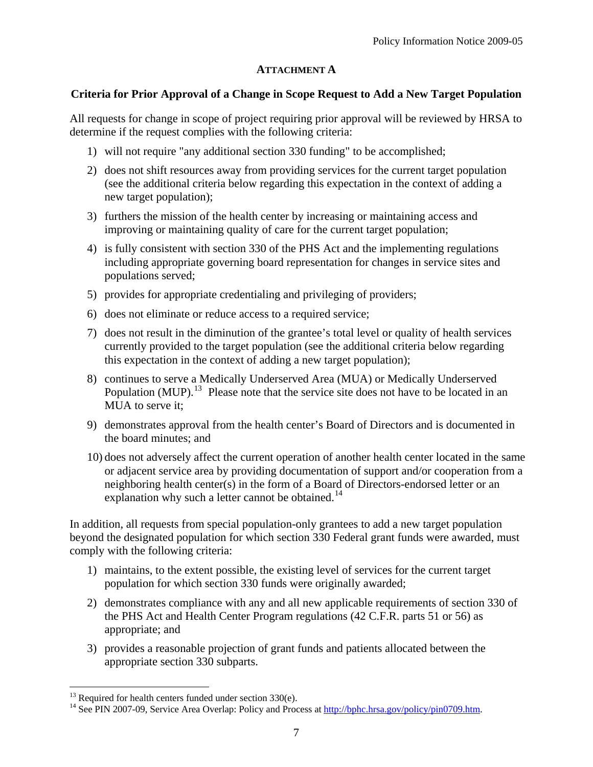**ATTACHMENT A**

## Criteria for Prior Approval of a Change in Scope Request to Add a New Target Population

All requests for change in scope of project requiring prior approval will be reviewed by HRSA to determine if the request complies with the following criteria:

1) will not require "any additional section 330 funding" to be accomplished;
2) does not shift resources away from providing services for the current target population (see the additional criteria below regarding this expectation in the context of adding a new target population);
3) furthers the mission of the health center by increasing or maintaining access and improving or maintaining quality of care for the current target population;
4) is fully consistent with section 330 of the PHS Act and the implementing regulations including appropriate governing board representation for changes in service sites and populations served;
5) provides for appropriate credentialing and privileging of providers;
6) does not eliminate or reduce access to a required service;
7) does not result in the diminution of the grantee's total level or quality of health services currently provided to the target population (see the additional criteria below regarding this expectation in the context of adding a new target population);
8) continues to serve a Medically Underserved Area (MUA) or Medically Underserved Population (MUP).[13] Please note that the service site does not have to be located in an MUA to serve it;
9) demonstrates approval from the health center's Board of Directors and is documented in the board minutes; and
10) does not adversely affect the current operation of another health center located in the same or adjacent service area by providing documentation of support and/or cooperation from a neighboring health center(s) in the form of a Board of Directors-endorsed letter or an explanation why such a letter cannot be obtained.[14]

In addition, all requests from special population-only grantees to add a new target population beyond the designated population for which section 330 Federal grant funds were awarded, must comply with the following criteria:

1) maintains, to the extent possible, the existing level of services for the current target population for which section 330 funds were originally awarded;
2) demonstrates compliance with any and all new applicable requirements of section 330 of the PHS Act and Health Center Program regulations (42 C.F.R. parts 51 or 56) as appropriate; and
3) provides a reasonable projection of grant funds and patients allocated between the appropriate section 330 subparts.

---

[13] Required for health centers funded under section 330(e).

[14] See PIN 2007-09, Service Area Overlap: Policy and Process at http://bphc.hrsa.gov/policy/pin0709.htm.